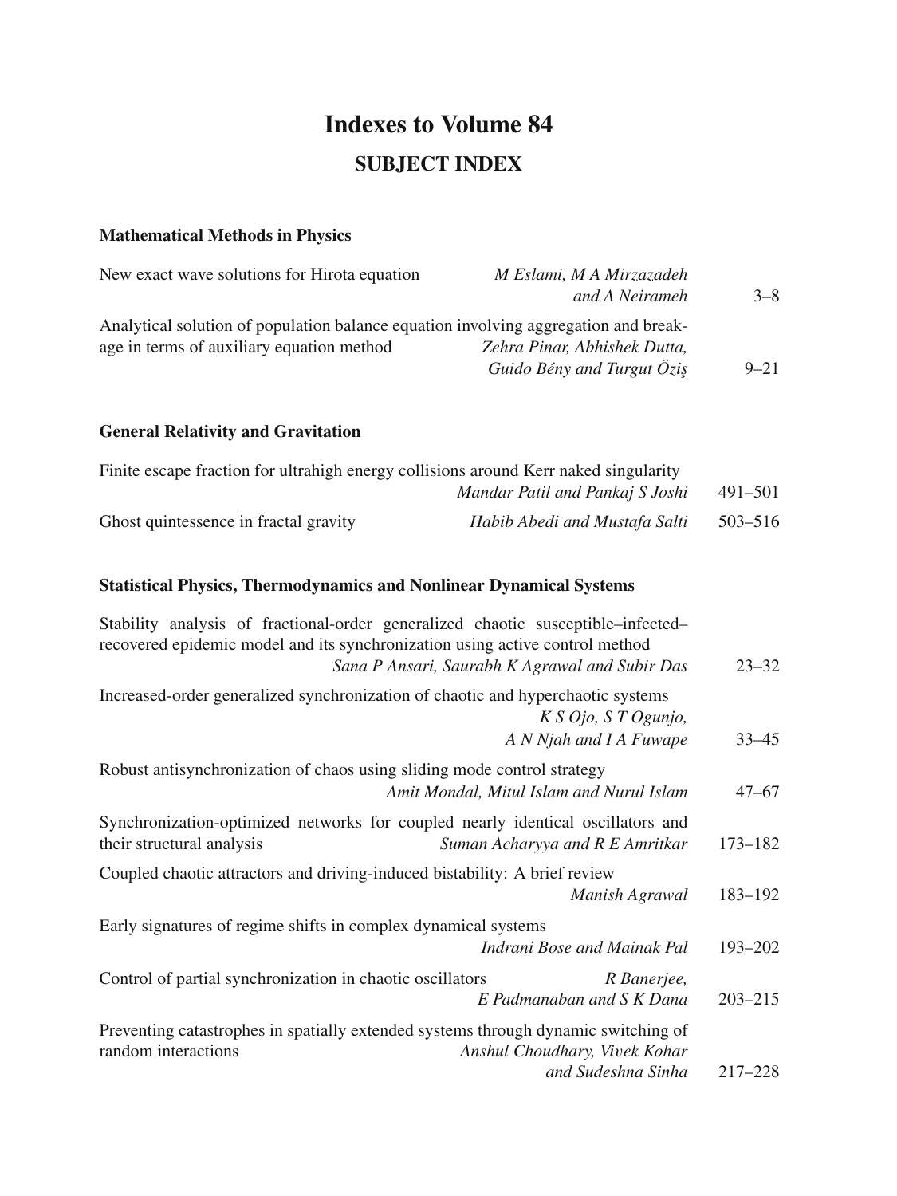# Indexes to Volume 84

## SUBJECT INDEX

### Mathematical Methods in Physics

New exact wave solutions for Hirota equation — *M Eslami, M A Mirzazadeh and A Neirameh* — 3–8

Analytical solution of population balance equation involving aggregation and breakage in terms of auxiliary equation method — *Zehra Pinar, Abhishek Dutta, Guido Bény and Turgut Öziş* — 9–21

### General Relativity and Gravitation

Finite escape fraction for ultrahigh energy collisions around Kerr naked singularity — *Mandar Patil and Pankaj S Joshi* — 491–501

Ghost quintessence in fractal gravity — *Habib Abedi and Mustafa Salti* — 503–516

### Statistical Physics, Thermodynamics and Nonlinear Dynamical Systems

Stability analysis of fractional-order generalized chaotic susceptible–infected–recovered epidemic model and its synchronization using active control method — *Sana P Ansari, Saurabh K Agrawal and Subir Das* — 23–32

Increased-order generalized synchronization of chaotic and hyperchaotic systems — *K S Ojo, S T Ogunjo, A N Njah and I A Fuwape* — 33–45

Robust antisynchronization of chaos using sliding mode control strategy — *Amit Mondal, Mitul Islam and Nurul Islam* — 47–67

Synchronization-optimized networks for coupled nearly identical oscillators and their structural analysis — *Suman Acharyya and R E Amritkar* — 173–182

Coupled chaotic attractors and driving-induced bistability: A brief review — *Manish Agrawal* — 183–192

Early signatures of regime shifts in complex dynamical systems — *Indrani Bose and Mainak Pal* — 193–202

Control of partial synchronization in chaotic oscillators — *R Banerjee, E Padmanaban and S K Dana* — 203–215

Preventing catastrophes in spatially extended systems through dynamic switching of random interactions — *Anshul Choudhary, Vivek Kohar and Sudeshna Sinha* — 217–228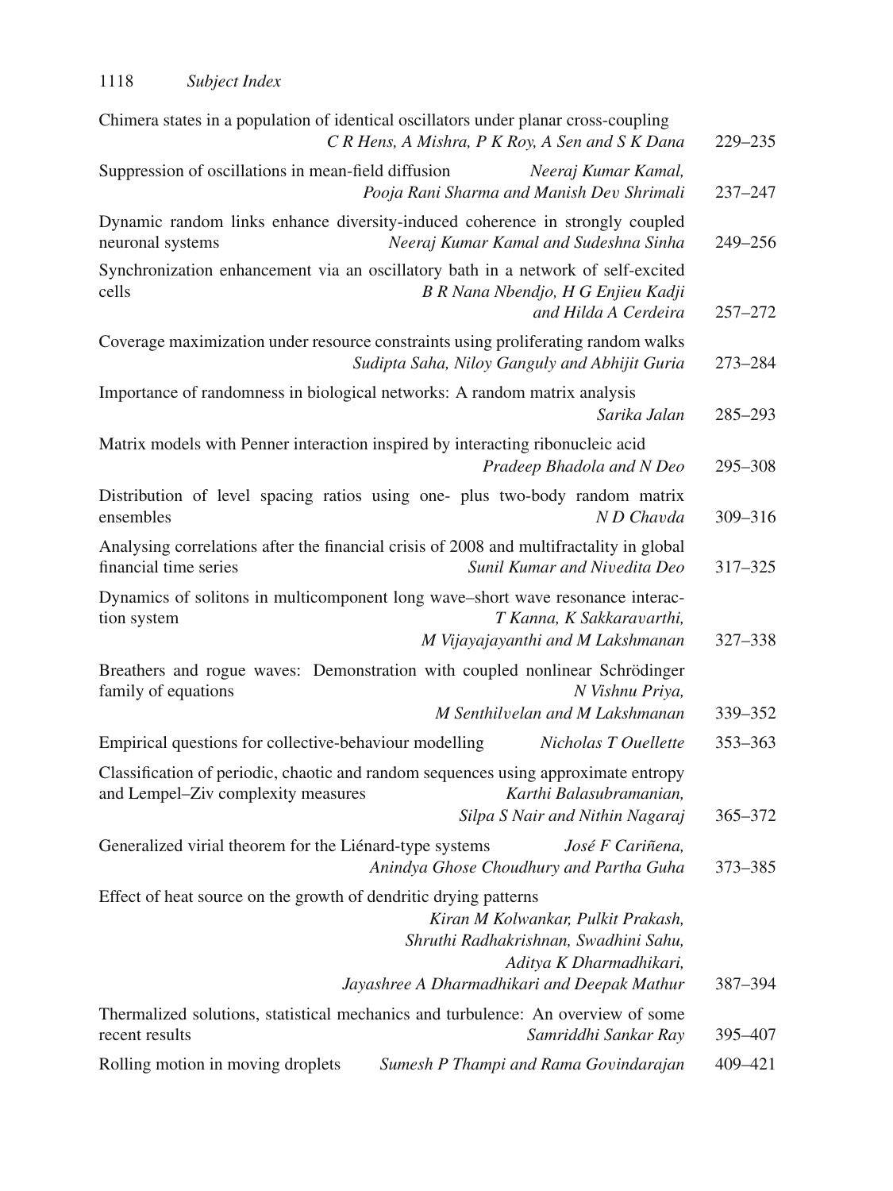Chimera states in a population of identical oscillators under planar cross-coupling
*C R Hens, A Mishra, P K Roy, A Sen and S K Dana* 229–235

Suppression of oscillations in mean-field diffusion *Neeraj Kumar Kamal, Pooja Rani Sharma and Manish Dev Shrimali* 237–247

Dynamic random links enhance diversity-induced coherence in strongly coupled neuronal systems *Neeraj Kumar Kamal and Sudeshna Sinha* 249–256

Synchronization enhancement via an oscillatory bath in a network of self-excited cells *B R Nana Nbendjo, H G Enjieu Kadji and Hilda A Cerdeira* 257–272

Coverage maximization under resource constraints using proliferating random walks
*Sudipta Saha, Niloy Ganguly and Abhijit Guria* 273–284

Importance of randomness in biological networks: A random matrix analysis
*Sarika Jalan* 285–293

Matrix models with Penner interaction inspired by interacting ribonucleic acid
*Pradeep Bhadola and N Deo* 295–308

Distribution of level spacing ratios using one- plus two-body random matrix ensembles *N D Chavda* 309–316

Analysing correlations after the financial crisis of 2008 and multifractality in global financial time series *Sunil Kumar and Nivedita Deo* 317–325

Dynamics of solitons in multicomponent long wave–short wave resonance interaction system *T Kanna, K Sakkaravarthi, M Vijayajayanthi and M Lakshmanan* 327–338

Breathers and rogue waves: Demonstration with coupled nonlinear Schrödinger family of equations *N Vishnu Priya, M Senthilvelan and M Lakshmanan* 339–352

Empirical questions for collective-behaviour modelling *Nicholas T Ouellette* 353–363

Classification of periodic, chaotic and random sequences using approximate entropy and Lempel–Ziv complexity measures *Karthi Balasubramanian, Silpa S Nair and Nithin Nagaraj* 365–372

Generalized virial theorem for the Liénard-type systems *José F Cariñena, Anindya Ghose Choudhury and Partha Guha* 373–385

Effect of heat source on the growth of dendritic drying patterns
*Kiran M Kolwankar, Pulkit Prakash, Shruthi Radhakrishnan, Swadhini Sahu, Aditya K Dharmadhikari, Jayashree A Dharmadhikari and Deepak Mathur* 387–394

Thermalized solutions, statistical mechanics and turbulence: An overview of some recent results *Samriddhi Sankar Ray* 395–407

Rolling motion in moving droplets *Sumesh P Thampi and Rama Govindarajan* 409–421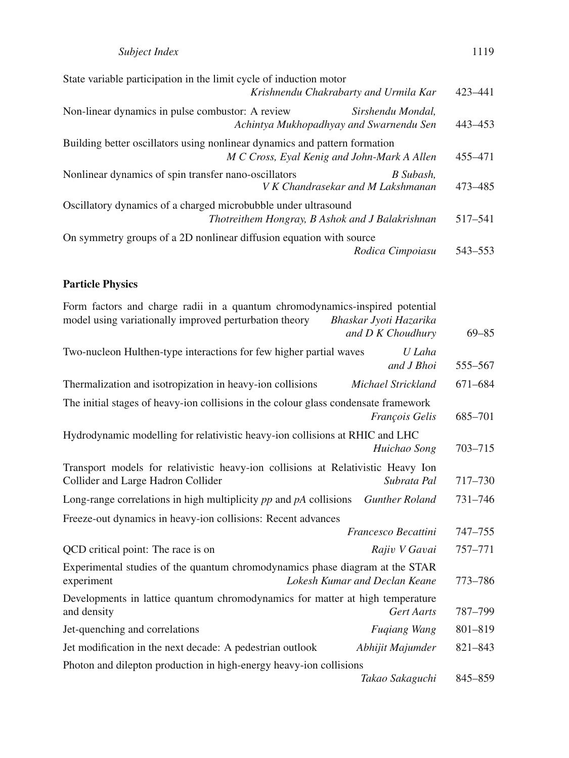State variable participation in the limit cycle of induction motor
*Krishnendu Chakrabarty and Urmila Kar* 423–441

Non-linear dynamics in pulse combustor: A review *Sirshendu Mondal, Achintya Mukhopadhyay and Swarnendu Sen* 443–453

Building better oscillators using nonlinear dynamics and pattern formation
*M C Cross, Eyal Kenig and John-Mark A Allen* 455–471

Nonlinear dynamics of spin transfer nano-oscillators *B Subash, V K Chandrasekar and M Lakshmanan* 473–485

Oscillatory dynamics of a charged microbubble under ultrasound
*Thotreithem Hongray, B Ashok and J Balakrishnan* 517–541

On symmetry groups of a 2D nonlinear diffusion equation with source
*Rodica Cimpoiasu* 543–553

**Particle Physics**

Form factors and charge radii in a quantum chromodynamics-inspired potential model using variationally improved perturbation theory *Bhaskar Jyoti Hazarika and D K Choudhury* 69–85

Two-nucleon Hulthen-type interactions for few higher partial waves *U Laha and J Bhoi* 555–567

Thermalization and isotropization in heavy-ion collisions *Michael Strickland* 671–684

The initial stages of heavy-ion collisions in the colour glass condensate framework
*François Gelis* 685–701

Hydrodynamic modelling for relativistic heavy-ion collisions at RHIC and LHC
*Huichao Song* 703–715

Transport models for relativistic heavy-ion collisions at Relativistic Heavy Ion Collider and Large Hadron Collider *Subrata Pal* 717–730

Long-range correlations in high multiplicity *pp* and *pA* collisions *Gunther Roland* 731–746

Freeze-out dynamics in heavy-ion collisions: Recent advances
*Francesco Becattini* 747–755

QCD critical point: The race is on *Rajiv V Gavai* 757–771

Experimental studies of the quantum chromodynamics phase diagram at the STAR experiment *Lokesh Kumar and Declan Keane* 773–786

Developments in lattice quantum chromodynamics for matter at high temperature and density *Gert Aarts* 787–799

Jet-quenching and correlations *Fuqiang Wang* 801–819

Jet modification in the next decade: A pedestrian outlook *Abhijit Majumder* 821–843

Photon and dilepton production in high-energy heavy-ion collisions
*Takao Sakaguchi* 845–859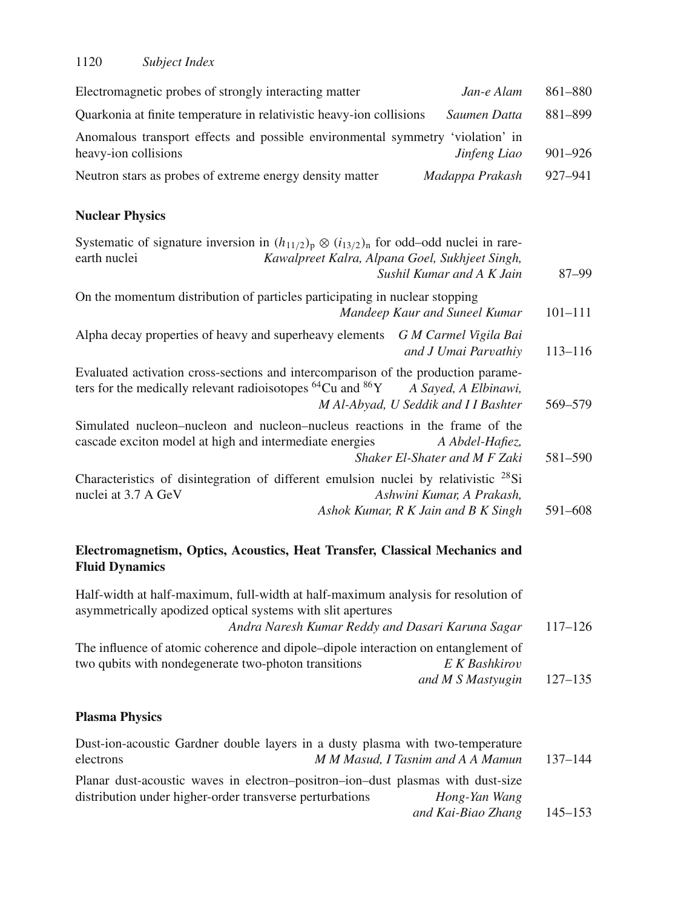Electromagnetic probes of strongly interacting matter *Jan-e Alam* 861–880

Quarkonia at finite temperature in relativistic heavy-ion collisions *Saumen Datta* 881–899

Anomalous transport effects and possible environmental symmetry 'violation' in heavy-ion collisions *Jinfeng Liao* 901–926

Neutron stars as probes of extreme energy density matter *Madappa Prakash* 927–941

## Nuclear Physics

Systematic of signature inversion in $(h_{11/2})_p \otimes (i_{13/2})_n$ for odd–odd nuclei in rare-earth nuclei *Kawalpreet Kalra, Alpana Goel, Sukhjeet Singh, Sushil Kumar and A K Jain* 87–99

On the momentum distribution of particles participating in nuclear stopping *Mandeep Kaur and Suneel Kumar* 101–111

Alpha decay properties of heavy and superheavy elements *G M Carmel Vigila Bai and J Umai Parvathiy* 113–116

Evaluated activation cross-sections and intercomparison of the production parameters for the medically relevant radioisotopes $^{64}$Cu and $^{86}$Y *A Sayed, A Elbinawi, M Al-Abyad, U Seddik and I I Bashter* 569–579

Simulated nucleon–nucleon and nucleon–nucleus reactions in the frame of the cascade exciton model at high and intermediate energies *A Abdel-Hafiez, Shaker El-Shater and M F Zaki* 581–590

Characteristics of disintegration of different emulsion nuclei by relativistic $^{28}$Si nuclei at 3.7 A GeV *Ashwini Kumar, A Prakash, Ashok Kumar, R K Jain and B K Singh* 591–608

## Electromagnetism, Optics, Acoustics, Heat Transfer, Classical Mechanics and Fluid Dynamics

Half-width at half-maximum, full-width at half-maximum analysis for resolution of asymmetrically apodized optical systems with slit apertures *Andra Naresh Kumar Reddy and Dasari Karuna Sagar* 117–126

The influence of atomic coherence and dipole–dipole interaction on entanglement of two qubits with nondegenerate two-photon transitions *E K Bashkirov and M S Mastyugin* 127–135

## Plasma Physics

Dust-ion-acoustic Gardner double layers in a dusty plasma with two-temperature electrons *M M Masud, I Tasnim and A A Mamun* 137–144

Planar dust-acoustic waves in electron–positron–ion–dust plasmas with dust-size distribution under higher-order transverse perturbations *Hong-Yan Wang and Kai-Biao Zhang* 145–153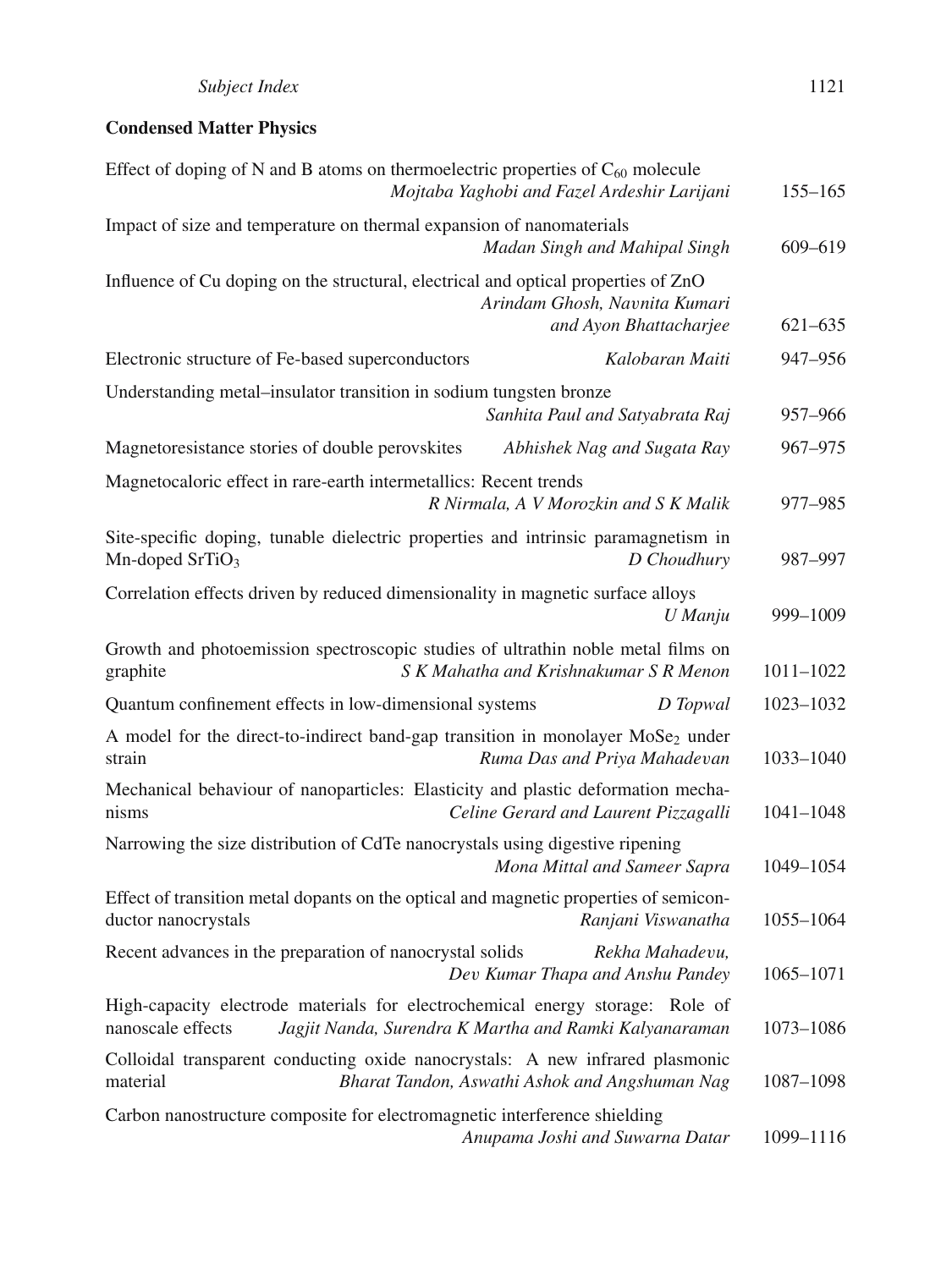## Condensed Matter Physics

Effect of doping of N and B atoms on thermoelectric properties of $C_{60}$ molecule
*Mojtaba Yaghobi and Fazel Ardeshir Larijani* 155–165

Impact of size and temperature on thermal expansion of nanomaterials
*Madan Singh and Mahipal Singh* 609–619

Influence of Cu doping on the structural, electrical and optical properties of ZnO
*Arindam Ghosh, Navnita Kumari and Ayon Bhattacharjee* 621–635

Electronic structure of Fe-based superconductors *Kalobaran Maiti* 947–956

Understanding metal–insulator transition in sodium tungsten bronze
*Sanhita Paul and Satyabrata Raj* 957–966

Magnetoresistance stories of double perovskites *Abhishek Nag and Sugata Ray* 967–975

Magnetocaloric effect in rare-earth intermetallics: Recent trends
*R Nirmala, A V Morozkin and S K Malik* 977–985

Site-specific doping, tunable dielectric properties and intrinsic paramagnetism in Mn-doped $SrTiO_3$ *D Choudhury* 987–997

Correlation effects driven by reduced dimensionality in magnetic surface alloys
*U Manju* 999–1009

Growth and photoemission spectroscopic studies of ultrathin noble metal films on graphite *S K Mahatha and Krishnakumar S R Menon* 1011–1022

Quantum confinement effects in low-dimensional systems *D Topwal* 1023–1032

A model for the direct-to-indirect band-gap transition in monolayer $MoSe_2$ under strain *Ruma Das and Priya Mahadevan* 1033–1040

Mechanical behaviour of nanoparticles: Elasticity and plastic deformation mechanisms *Celine Gerard and Laurent Pizzagalli* 1041–1048

Narrowing the size distribution of CdTe nanocrystals using digestive ripening
*Mona Mittal and Sameer Sapra* 1049–1054

Effect of transition metal dopants on the optical and magnetic properties of semiconductor nanocrystals *Ranjani Viswanatha* 1055–1064

Recent advances in the preparation of nanocrystal solids *Rekha Mahadevu, Dev Kumar Thapa and Anshu Pandey* 1065–1071

High-capacity electrode materials for electrochemical energy storage: Role of nanoscale effects *Jagjit Nanda, Surendra K Martha and Ramki Kalyanaraman* 1073–1086

Colloidal transparent conducting oxide nanocrystals: A new infrared plasmonic material *Bharat Tandon, Aswathi Ashok and Angshuman Nag* 1087–1098

Carbon nanostructure composite for electromagnetic interference shielding
*Anupama Joshi and Suwarna Datar* 1099–1116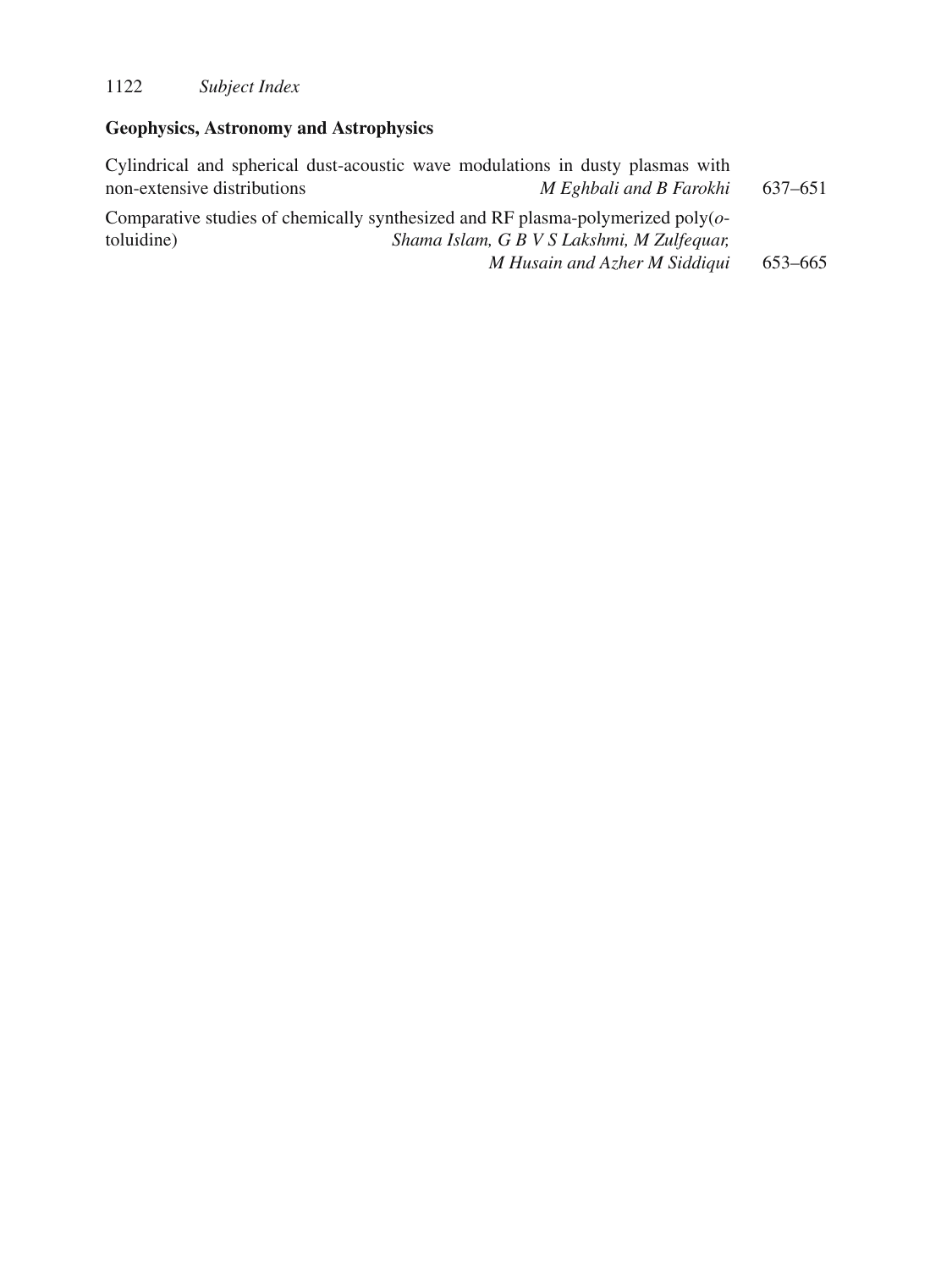**Geophysics, Astronomy and Astrophysics**

Cylindrical and spherical dust-acoustic wave modulations in dusty plasmas with non-extensive distributions *M Eghbali and B Farokhi* 637–651

Comparative studies of chemically synthesized and RF plasma-polymerized poly(*o*-toluidine) *Shama Islam, G B V S Lakshmi, M Zulfequar, M Husain and Azher M Siddiqui* 653–665